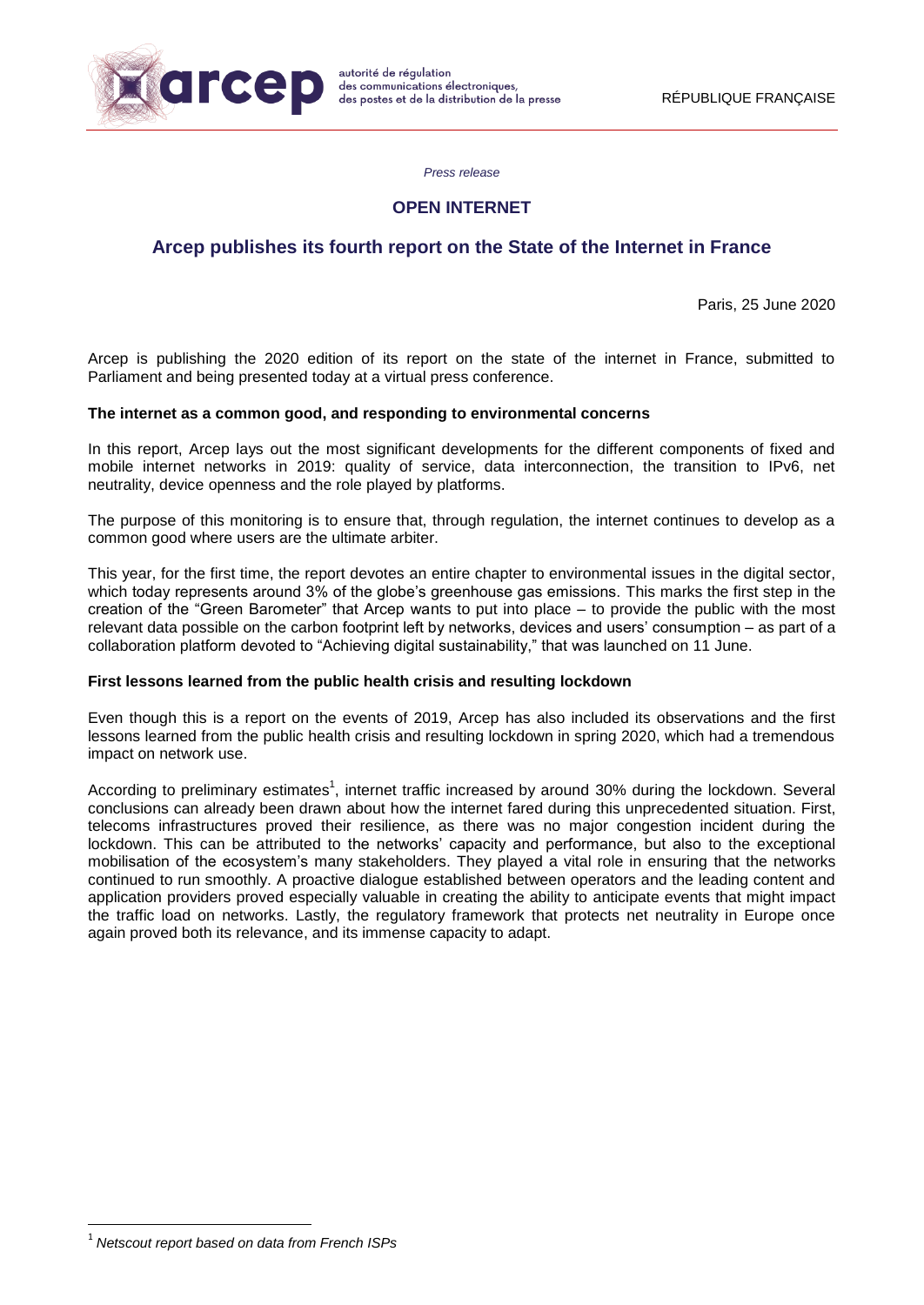autorité de régulation des communications électroniques, des postes et de la distribution de la presse

RÉPUBLIQUE FRANÇAISE

*Press release*

## OPEN INTERNET

# Arcep publishes its fourth report on the State of the Internet in France

Paris, 25 June 2020

Arcep is publishing the 2020 edition of its report on the state of the internet in France, submitted to Parliament and being presented today at a virtual press conference.

**The internet as a common good, and responding to environmental concerns**

In this report, Arcep lays out the most significant developments for the different components of fixed and mobile internet networks in 2019: quality of service, data interconnection, the transition to IPv6, net neutrality, device openness and the role played by platforms.

The purpose of this monitoring is to ensure that, through regulation, the internet continues to develop as a common good where users are the ultimate arbiter.

This year, for the first time, the report devotes an entire chapter to environmental issues in the digital sector, which today represents around 3% of the globe's greenhouse gas emissions. This marks the first step in the creation of the "Green Barometer" that Arcep wants to put into place – to provide the public with the most relevant data possible on the carbon footprint left by networks, devices and users' consumption – as part of a collaboration platform devoted to "Achieving digital sustainability," that was launched on 11 June.

**First lessons learned from the public health crisis and resulting lockdown**

Even though this is a report on the events of 2019, Arcep has also included its observations and the first lessons learned from the public health crisis and resulting lockdown in spring 2020, which had a tremendous impact on network use.

According to preliminary estimates[1], internet traffic increased by around 30% during the lockdown. Several conclusions can already been drawn about how the internet fared during this unprecedented situation. First, telecoms infrastructures proved their resilience, as there was no major congestion incident during the lockdown. This can be attributed to the networks' capacity and performance, but also to the exceptional mobilisation of the ecosystem's many stakeholders. They played a vital role in ensuring that the networks continued to run smoothly. A proactive dialogue established between operators and the leading content and application providers proved especially valuable in creating the ability to anticipate events that might impact the traffic load on networks. Lastly, the regulatory framework that protects net neutrality in Europe once again proved both its relevance, and its immense capacity to adapt.

[1] *Netscout report based on data from French ISPs*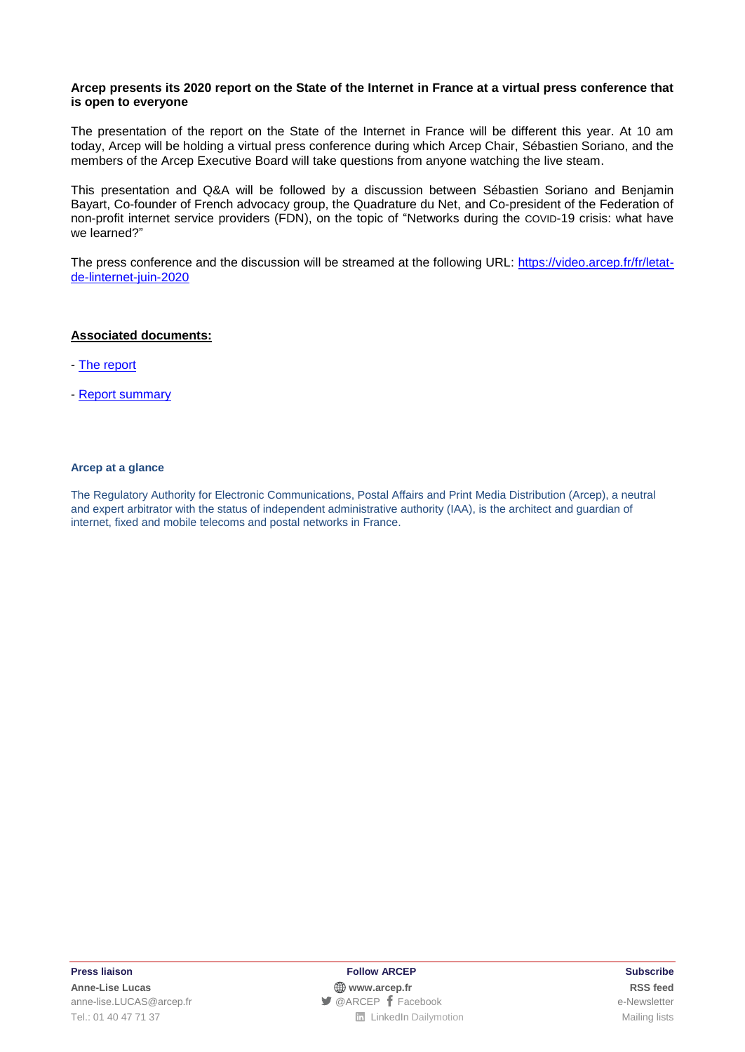**Arcep presents its 2020 report on the State of the Internet in France at a virtual press conference that is open to everyone**

The presentation of the report on the State of the Internet in France will be different this year. At 10 am today, Arcep will be holding a virtual press conference during which Arcep Chair, Sébastien Soriano, and the members of the Arcep Executive Board will take questions from anyone watching the live steam.

This presentation and Q&A will be followed by a discussion between Sébastien Soriano and Benjamin Bayart, Co-founder of French advocacy group, the Quadrature du Net, and Co-president of the Federation of non-profit internet service providers (FDN), on the topic of “Networks during the COVID-19 crisis: what have we learned?”

The press conference and the discussion will be streamed at the following URL: [https://video.arcep.fr/fr/letat-de-linternet-juin-2020](https://video.arcep.fr/fr/letat-de-linternet-juin-2020)

**Associated documents:**

- The report

- Report summary

**Arcep at a glance**

The Regulatory Authority for Electronic Communications, Postal Affairs and Print Media Distribution (Arcep), a neutral and expert arbitrator with the status of independent administrative authority (IAA), is the architect and guardian of internet, fixed and mobile telecoms and postal networks in France.

**Press liaison**
**Anne-Lise Lucas**
anne-lise.LUCAS@arcep.fr
Tel.: 01 40 47 71 37

**Follow ARCEP**
**www.arcep.fr**
@ARCEP Facebook
LinkedIn Dailymotion

**Subscribe**
**RSS feed**
e-Newsletter
Mailing lists